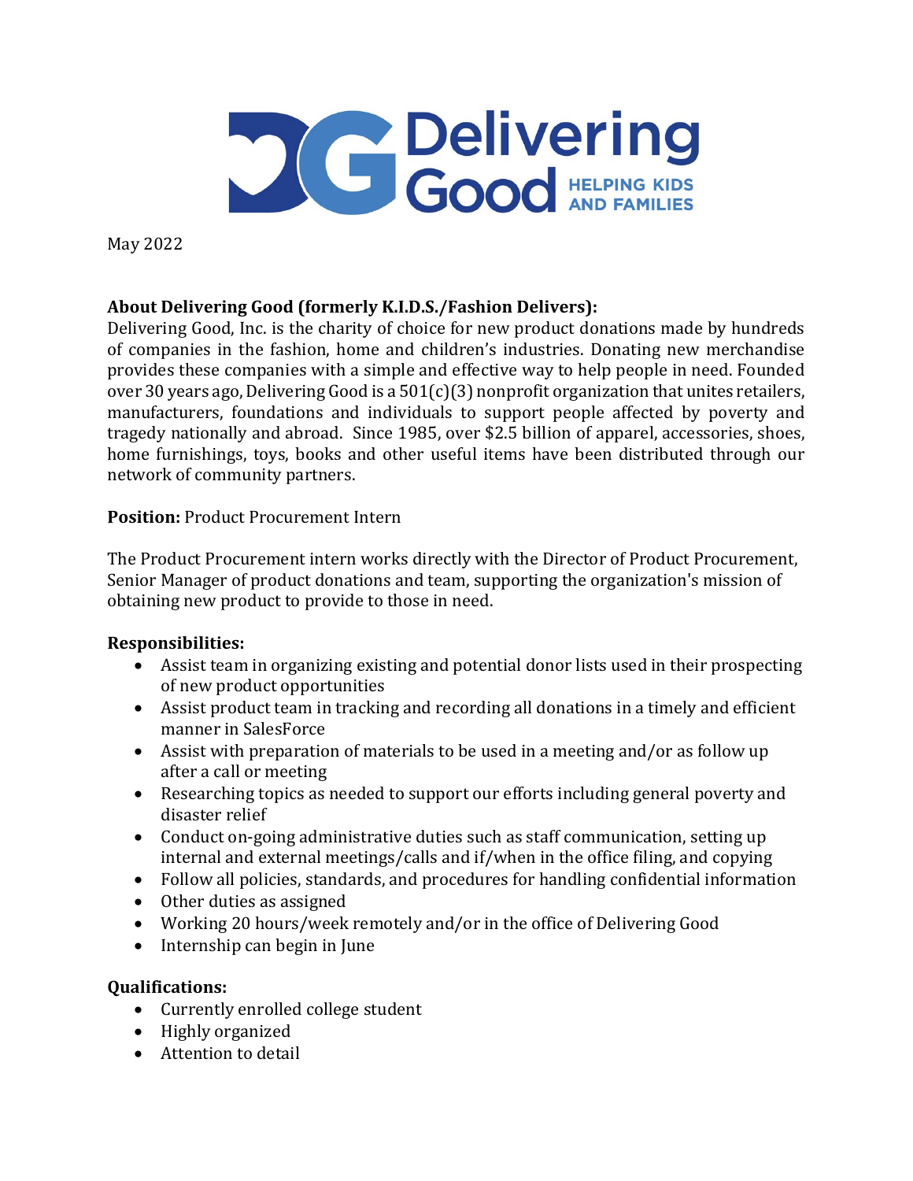May 2022

**About Delivering Good (formerly K.I.D.S./Fashion Delivers):**
Delivering Good, Inc. is the charity of choice for new product donations made by hundreds of companies in the fashion, home and children's industries. Donating new merchandise provides these companies with a simple and effective way to help people in need. Founded over 30 years ago, Delivering Good is a 501(c)(3) nonprofit organization that unites retailers, manufacturers, foundations and individuals to support people affected by poverty and tragedy nationally and abroad. Since 1985, over $2.5 billion of apparel, accessories, shoes, home furnishings, toys, books and other useful items have been distributed through our network of community partners.

**Position:** Product Procurement Intern

The Product Procurement intern works directly with the Director of Product Procurement, Senior Manager of product donations and team, supporting the organization's mission of obtaining new product to provide to those in need.

**Responsibilities:**

- Assist team in organizing existing and potential donor lists used in their prospecting of new product opportunities
- Assist product team in tracking and recording all donations in a timely and efficient manner in SalesForce
- Assist with preparation of materials to be used in a meeting and/or as follow up after a call or meeting
- Researching topics as needed to support our efforts including general poverty and disaster relief
- Conduct on-going administrative duties such as staff communication, setting up internal and external meetings/calls and if/when in the office filing, and copying
- Follow all policies, standards, and procedures for handling confidential information
- Other duties as assigned
- Working 20 hours/week remotely and/or in the office of Delivering Good
- Internship can begin in June

**Qualifications:**

- Currently enrolled college student
- Highly organized
- Attention to detail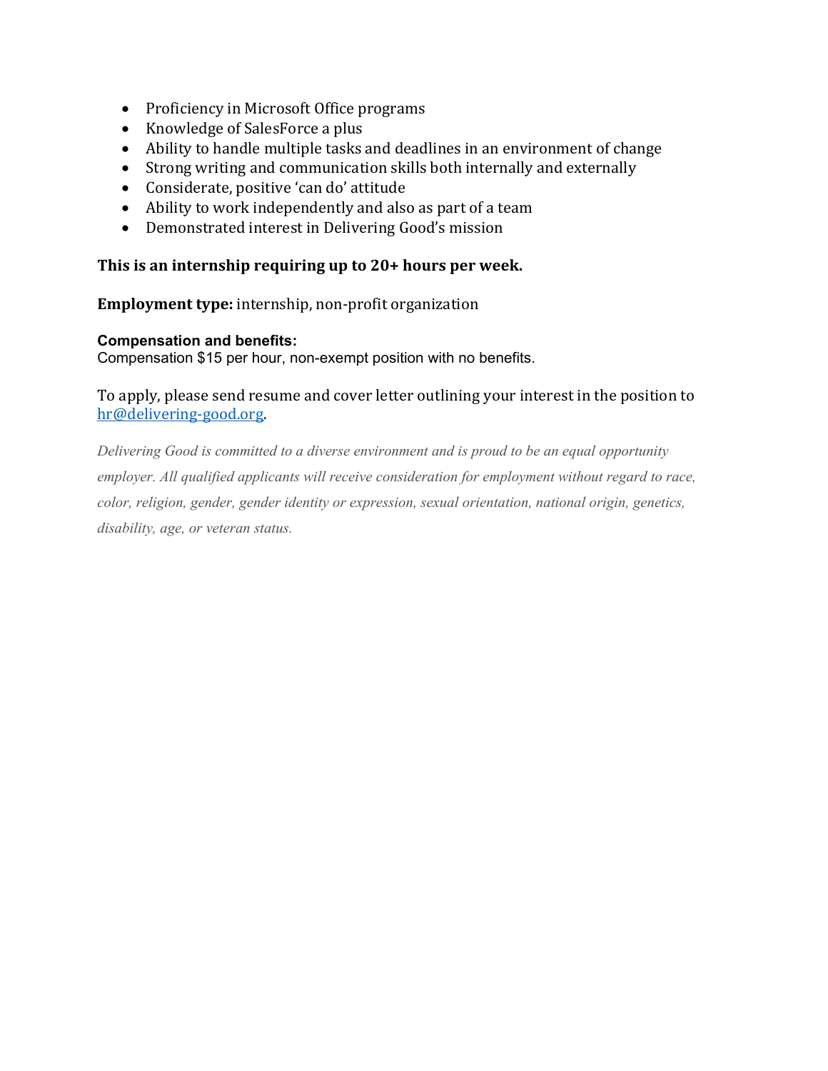- Proficiency in Microsoft Office programs
- Knowledge of SalesForce a plus
- Ability to handle multiple tasks and deadlines in an environment of change
- Strong writing and communication skills both internally and externally
- Considerate, positive 'can do' attitude
- Ability to work independently and also as part of a team
- Demonstrated interest in Delivering Good's mission

**This is an internship requiring up to 20+ hours per week.**

**Employment type:** internship, non-profit organization

**Compensation and benefits:**
Compensation $15 per hour, non-exempt position with no benefits.

To apply, please send resume and cover letter outlining your interest in the position to [hr@delivering-good.org](mailto:hr@delivering-good.org).

*Delivering Good is committed to a diverse environment and is proud to be an equal opportunity employer. All qualified applicants will receive consideration for employment without regard to race, color, religion, gender, gender identity or expression, sexual orientation, national origin, genetics, disability, age, or veteran status.*